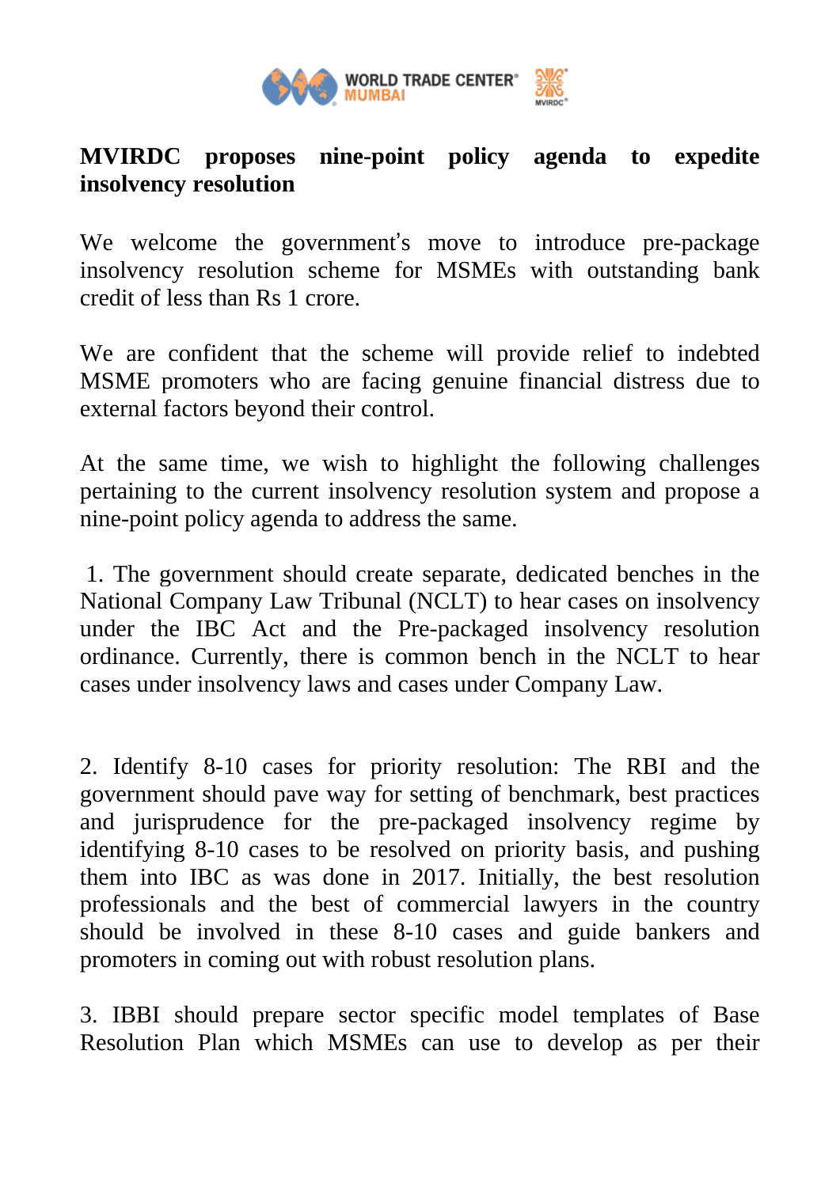WORLD TRADE CENTER® MUMBAI

MVIRDC®

# MVIRDC proposes nine-point policy agenda to expedite insolvency resolution

We welcome the government's move to introduce pre-package insolvency resolution scheme for MSMEs with outstanding bank credit of less than Rs 1 crore.

We are confident that the scheme will provide relief to indebted MSME promoters who are facing genuine financial distress due to external factors beyond their control.

At the same time, we wish to highlight the following challenges pertaining to the current insolvency resolution system and propose a nine-point policy agenda to address the same.

1. The government should create separate, dedicated benches in the National Company Law Tribunal (NCLT) to hear cases on insolvency under the IBC Act and the Pre-packaged insolvency resolution ordinance. Currently, there is common bench in the NCLT to hear cases under insolvency laws and cases under Company Law.

2. Identify 8-10 cases for priority resolution: The RBI and the government should pave way for setting of benchmark, best practices and jurisprudence for the pre-packaged insolvency regime by identifying 8-10 cases to be resolved on priority basis, and pushing them into IBC as was done in 2017. Initially, the best resolution professionals and the best of commercial lawyers in the country should be involved in these 8-10 cases and guide bankers and promoters in coming out with robust resolution plans.

3. IBBI should prepare sector specific model templates of Base Resolution Plan which MSMEs can use to develop as per their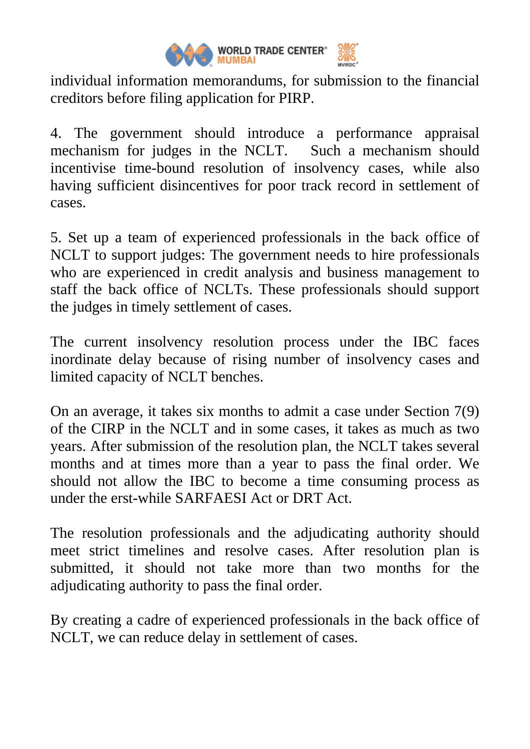individual information memorandums, for submission to the financial creditors before filing application for PIRP.

4. The government should introduce a performance appraisal mechanism for judges in the NCLT. Such a mechanism should incentivise time-bound resolution of insolvency cases, while also having sufficient disincentives for poor track record in settlement of cases.

5. Set up a team of experienced professionals in the back office of NCLT to support judges: The government needs to hire professionals who are experienced in credit analysis and business management to staff the back office of NCLTs. These professionals should support the judges in timely settlement of cases.

The current insolvency resolution process under the IBC faces inordinate delay because of rising number of insolvency cases and limited capacity of NCLT benches.

On an average, it takes six months to admit a case under Section 7(9) of the CIRP in the NCLT and in some cases, it takes as much as two years. After submission of the resolution plan, the NCLT takes several months and at times more than a year to pass the final order. We should not allow the IBC to become a time consuming process as under the erst-while SARFAESI Act or DRT Act.

The resolution professionals and the adjudicating authority should meet strict timelines and resolve cases. After resolution plan is submitted, it should not take more than two months for the adjudicating authority to pass the final order.

By creating a cadre of experienced professionals in the back office of NCLT, we can reduce delay in settlement of cases.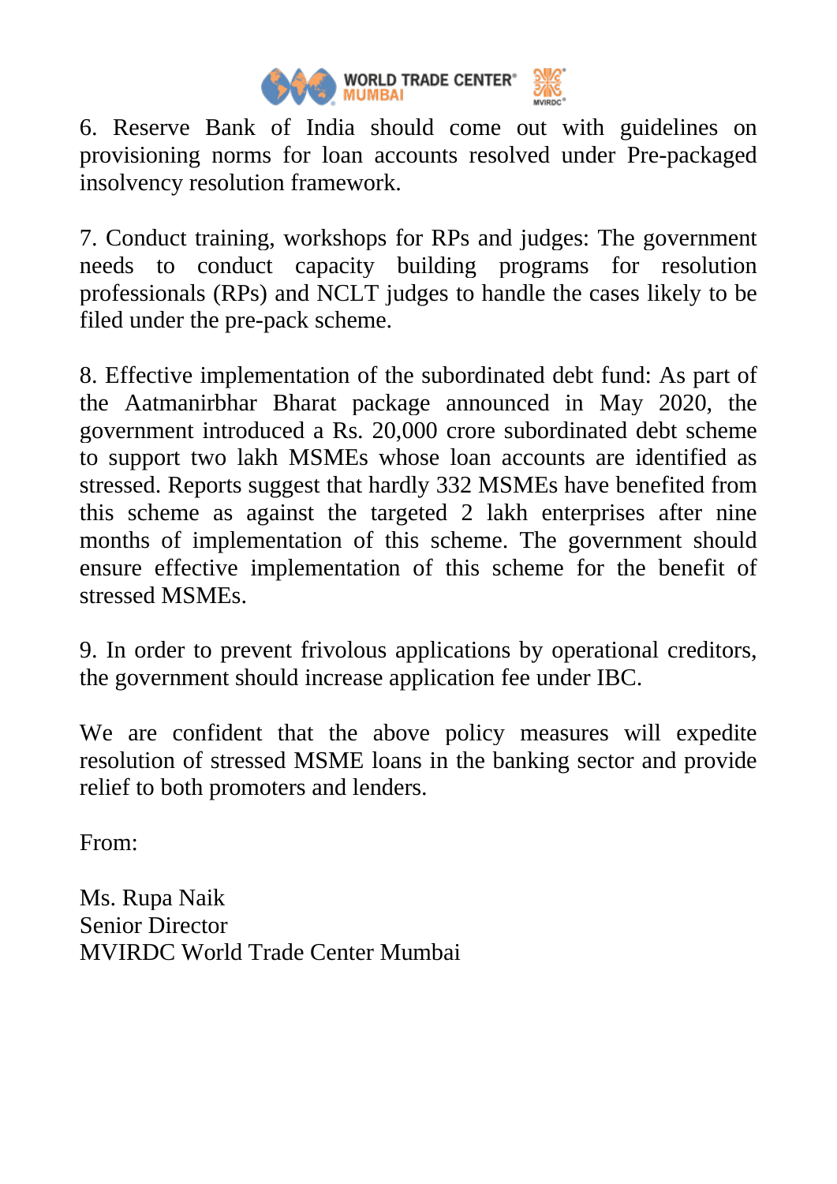6. Reserve Bank of India should come out with guidelines on provisioning norms for loan accounts resolved under Pre-packaged insolvency resolution framework.

7. Conduct training, workshops for RPs and judges: The government needs to conduct capacity building programs for resolution professionals (RPs) and NCLT judges to handle the cases likely to be filed under the pre-pack scheme.

8. Effective implementation of the subordinated debt fund: As part of the Aatmanirbhar Bharat package announced in May 2020, the government introduced a Rs. 20,000 crore subordinated debt scheme to support two lakh MSMEs whose loan accounts are identified as stressed. Reports suggest that hardly 332 MSMEs have benefited from this scheme as against the targeted 2 lakh enterprises after nine months of implementation of this scheme. The government should ensure effective implementation of this scheme for the benefit of stressed MSMEs.

9. In order to prevent frivolous applications by operational creditors, the government should increase application fee under IBC.

We are confident that the above policy measures will expedite resolution of stressed MSME loans in the banking sector and provide relief to both promoters and lenders.

From:

Ms. Rupa Naik  
Senior Director  
MVIRDC World Trade Center Mumbai